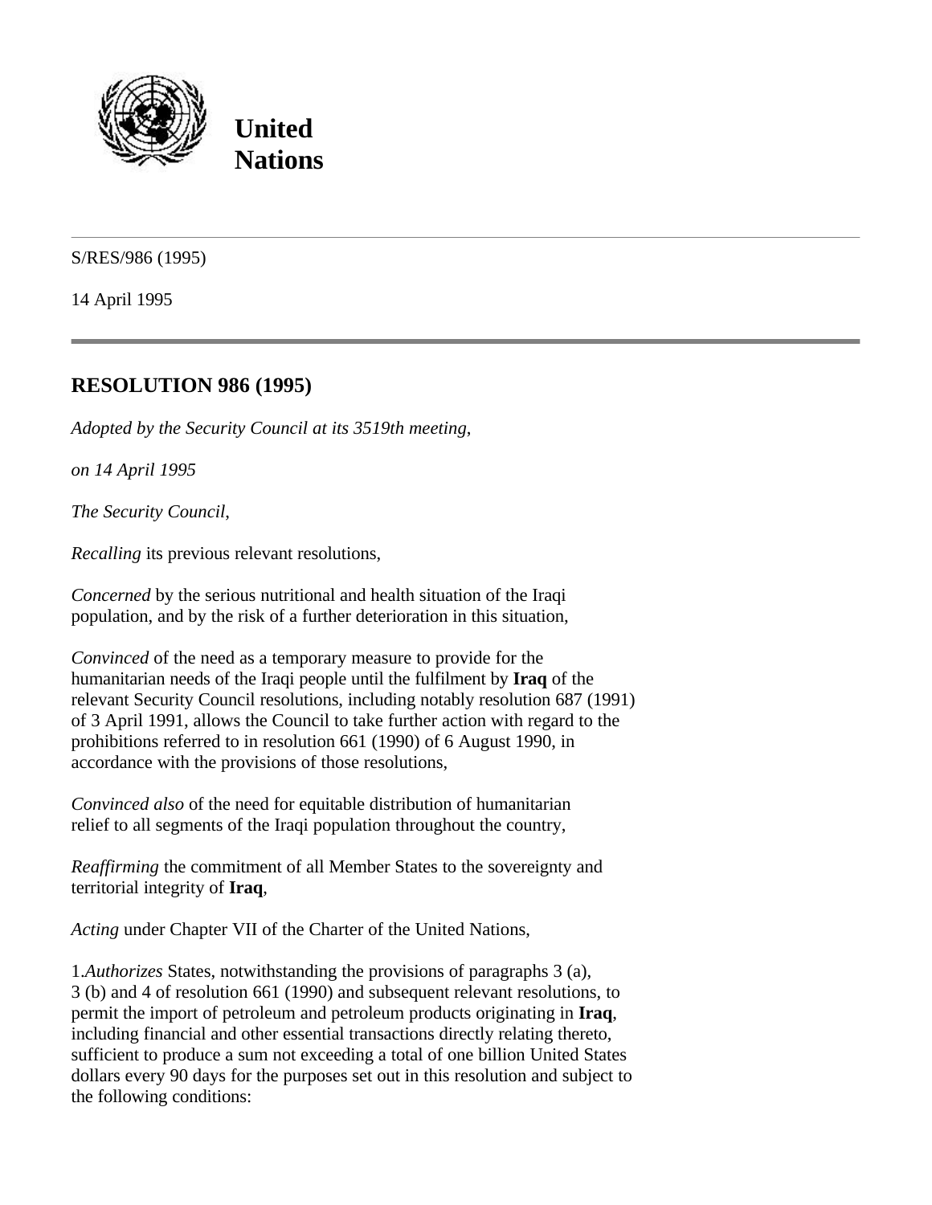**United Nations**

S/RES/986 (1995)

14 April 1995

## RESOLUTION 986 (1995)

*Adopted by the Security Council at its 3519th meeting,*

*on 14 April 1995*

*The Security Council,*

*Recalling* its previous relevant resolutions,

*Concerned* by the serious nutritional and health situation of the Iraqi population, and by the risk of a further deterioration in this situation,

*Convinced* of the need as a temporary measure to provide for the humanitarian needs of the Iraqi people until the fulfilment by **Iraq** of the relevant Security Council resolutions, including notably resolution 687 (1991) of 3 April 1991, allows the Council to take further action with regard to the prohibitions referred to in resolution 661 (1990) of 6 August 1990, in accordance with the provisions of those resolutions,

*Convinced also* of the need for equitable distribution of humanitarian relief to all segments of the Iraqi population throughout the country,

*Reaffirming* the commitment of all Member States to the sovereignty and territorial integrity of **Iraq**,

*Acting* under Chapter VII of the Charter of the United Nations,

1.*Authorizes* States, notwithstanding the provisions of paragraphs 3 (a), 3 (b) and 4 of resolution 661 (1990) and subsequent relevant resolutions, to permit the import of petroleum and petroleum products originating in **Iraq**, including financial and other essential transactions directly relating thereto, sufficient to produce a sum not exceeding a total of one billion United States dollars every 90 days for the purposes set out in this resolution and subject to the following conditions: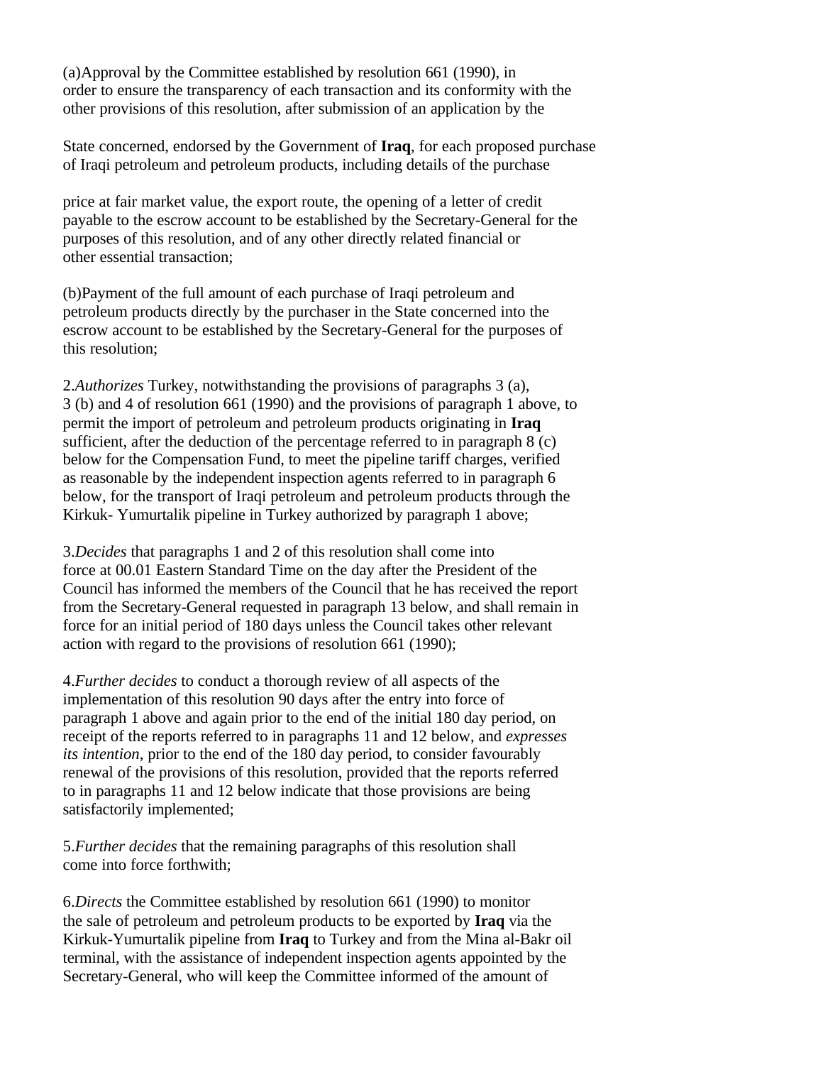(a)Approval by the Committee established by resolution 661 (1990), in order to ensure the transparency of each transaction and its conformity with the other provisions of this resolution, after submission of an application by the

State concerned, endorsed by the Government of **Iraq**, for each proposed purchase of Iraqi petroleum and petroleum products, including details of the purchase

price at fair market value, the export route, the opening of a letter of credit payable to the escrow account to be established by the Secretary-General for the purposes of this resolution, and of any other directly related financial or other essential transaction;

(b)Payment of the full amount of each purchase of Iraqi petroleum and petroleum products directly by the purchaser in the State concerned into the escrow account to be established by the Secretary-General for the purposes of this resolution;

2.*Authorizes* Turkey, notwithstanding the provisions of paragraphs 3 (a), 3 (b) and 4 of resolution 661 (1990) and the provisions of paragraph 1 above, to permit the import of petroleum and petroleum products originating in **Iraq** sufficient, after the deduction of the percentage referred to in paragraph 8 (c) below for the Compensation Fund, to meet the pipeline tariff charges, verified as reasonable by the independent inspection agents referred to in paragraph 6 below, for the transport of Iraqi petroleum and petroleum products through the Kirkuk- Yumurtalik pipeline in Turkey authorized by paragraph 1 above;

3.*Decides* that paragraphs 1 and 2 of this resolution shall come into force at 00.01 Eastern Standard Time on the day after the President of the Council has informed the members of the Council that he has received the report from the Secretary-General requested in paragraph 13 below, and shall remain in force for an initial period of 180 days unless the Council takes other relevant action with regard to the provisions of resolution 661 (1990);

4.*Further decides* to conduct a thorough review of all aspects of the implementation of this resolution 90 days after the entry into force of paragraph 1 above and again prior to the end of the initial 180 day period, on receipt of the reports referred to in paragraphs 11 and 12 below, and *expresses its intention*, prior to the end of the 180 day period, to consider favourably renewal of the provisions of this resolution, provided that the reports referred to in paragraphs 11 and 12 below indicate that those provisions are being satisfactorily implemented;

5.*Further decides* that the remaining paragraphs of this resolution shall come into force forthwith;

6.*Directs* the Committee established by resolution 661 (1990) to monitor the sale of petroleum and petroleum products to be exported by **Iraq** via the Kirkuk-Yumurtalik pipeline from **Iraq** to Turkey and from the Mina al-Bakr oil terminal, with the assistance of independent inspection agents appointed by the Secretary-General, who will keep the Committee informed of the amount of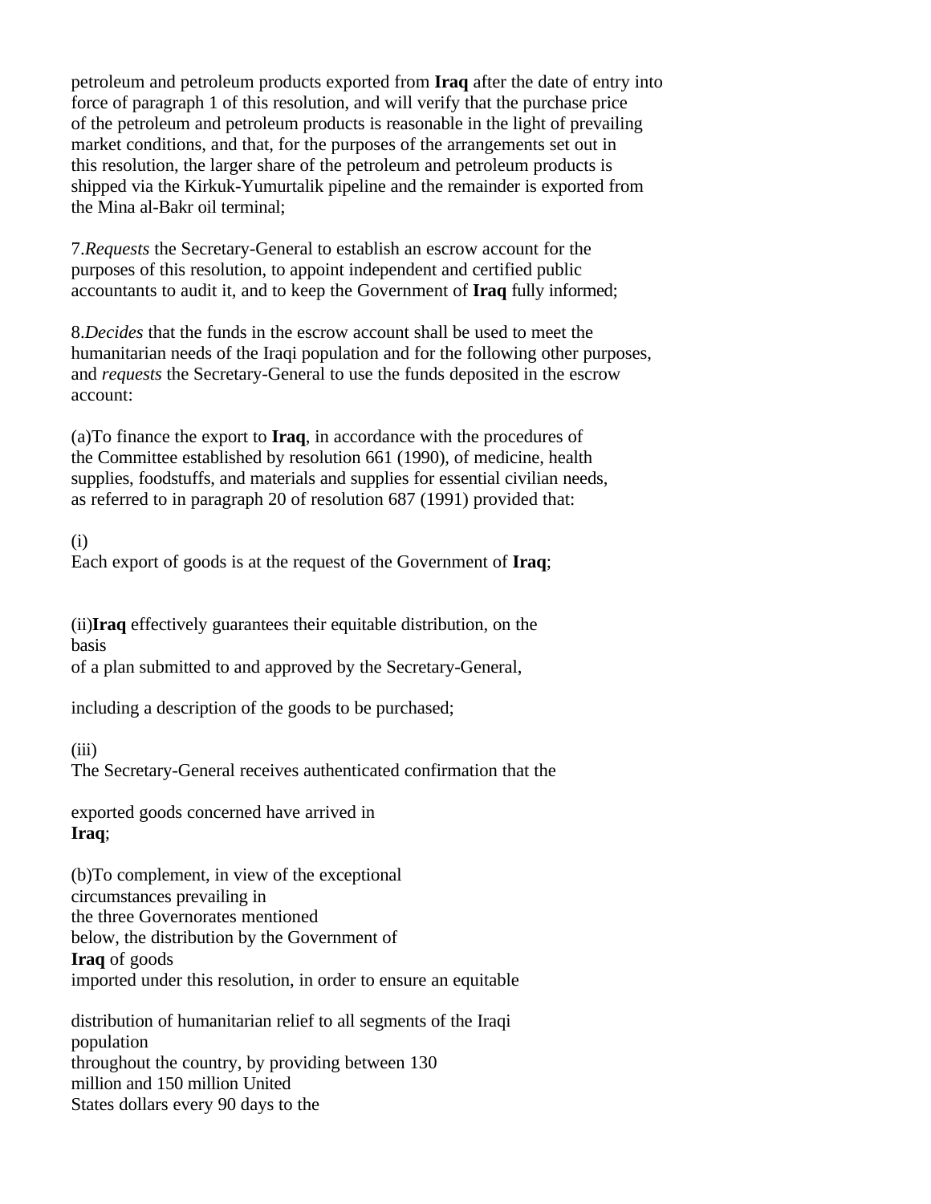petroleum and petroleum products exported from **Iraq** after the date of entry into force of paragraph 1 of this resolution, and will verify that the purchase price of the petroleum and petroleum products is reasonable in the light of prevailing market conditions, and that, for the purposes of the arrangements set out in this resolution, the larger share of the petroleum and petroleum products is shipped via the Kirkuk-Yumurtalik pipeline and the remainder is exported from the Mina al-Bakr oil terminal;

7.*Requests* the Secretary-General to establish an escrow account for the purposes of this resolution, to appoint independent and certified public accountants to audit it, and to keep the Government of **Iraq** fully informed;

8.*Decides* that the funds in the escrow account shall be used to meet the humanitarian needs of the Iraqi population and for the following other purposes, and *requests* the Secretary-General to use the funds deposited in the escrow account:

(a)To finance the export to **Iraq**, in accordance with the procedures of the Committee established by resolution 661 (1990), of medicine, health supplies, foodstuffs, and materials and supplies for essential civilian needs, as referred to in paragraph 20 of resolution 687 (1991) provided that:

(i) Each export of goods is at the request of the Government of **Iraq**;

(ii)**Iraq** effectively guarantees their equitable distribution, on the basis of a plan submitted to and approved by the Secretary-General, including a description of the goods to be purchased;

(iii) The Secretary-General receives authenticated confirmation that the exported goods concerned have arrived in **Iraq**;

(b)To complement, in view of the exceptional circumstances prevailing in the three Governorates mentioned below, the distribution by the Government of **Iraq** of goods imported under this resolution, in order to ensure an equitable distribution of humanitarian relief to all segments of the Iraqi population throughout the country, by providing between 130 million and 150 million United States dollars every 90 days to the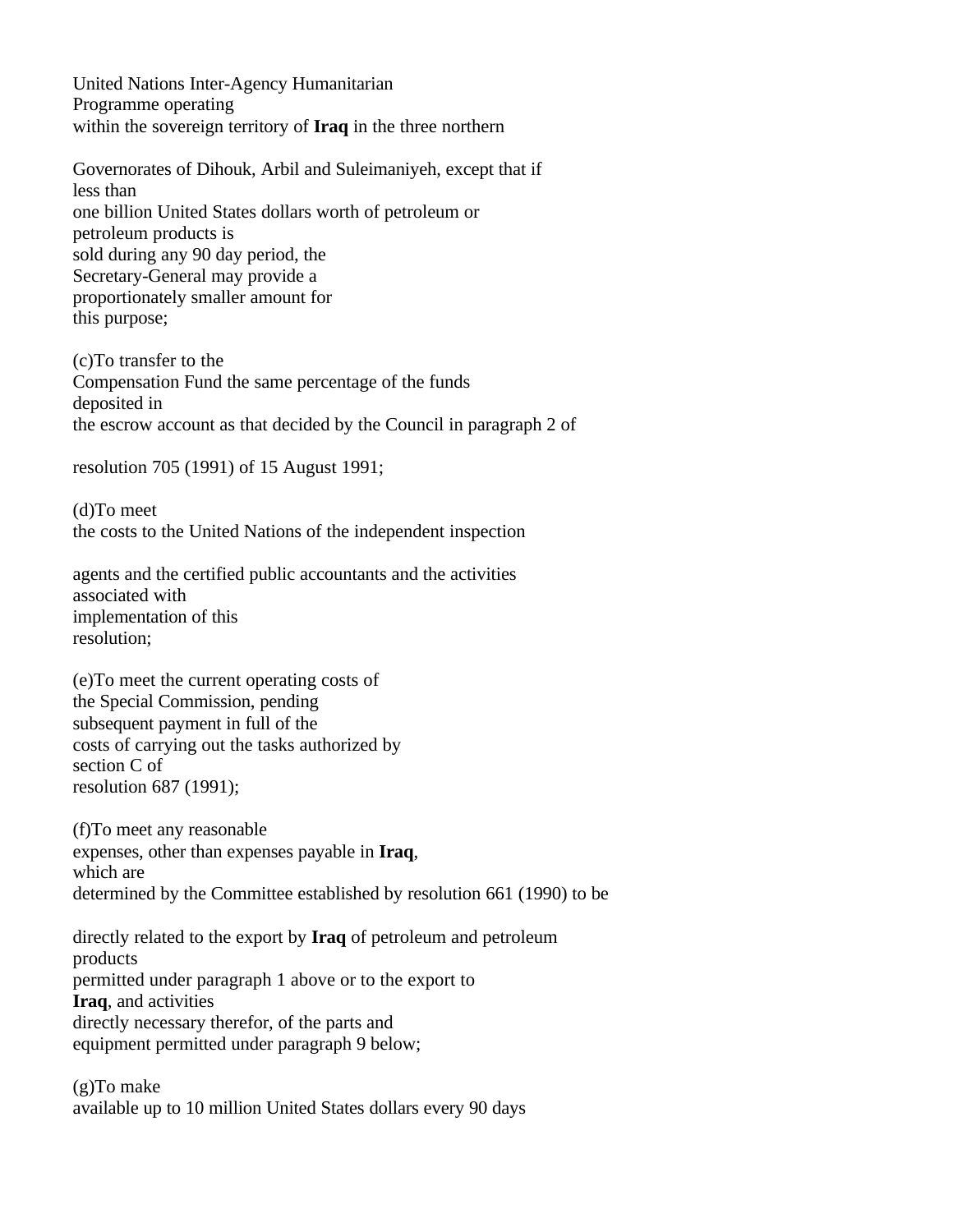United Nations Inter-Agency Humanitarian Programme operating within the sovereign territory of **Iraq** in the three northern Governorates of Dihouk, Arbil and Suleimaniyeh, except that if less than one billion United States dollars worth of petroleum or petroleum products is sold during any 90 day period, the Secretary-General may provide a proportionately smaller amount for this purpose;

(c)To transfer to the Compensation Fund the same percentage of the funds deposited in the escrow account as that decided by the Council in paragraph 2 of resolution 705 (1991) of 15 August 1991;

(d)To meet the costs to the United Nations of the independent inspection agents and the certified public accountants and the activities associated with implementation of this resolution;

(e)To meet the current operating costs of the Special Commission, pending subsequent payment in full of the costs of carrying out the tasks authorized by section C of resolution 687 (1991);

(f)To meet any reasonable expenses, other than expenses payable in **Iraq**, which are determined by the Committee established by resolution 661 (1990) to be directly related to the export by **Iraq** of petroleum and petroleum products permitted under paragraph 1 above or to the export to **Iraq**, and activities directly necessary therefor, of the parts and equipment permitted under paragraph 9 below;

(g)To make available up to 10 million United States dollars every 90 days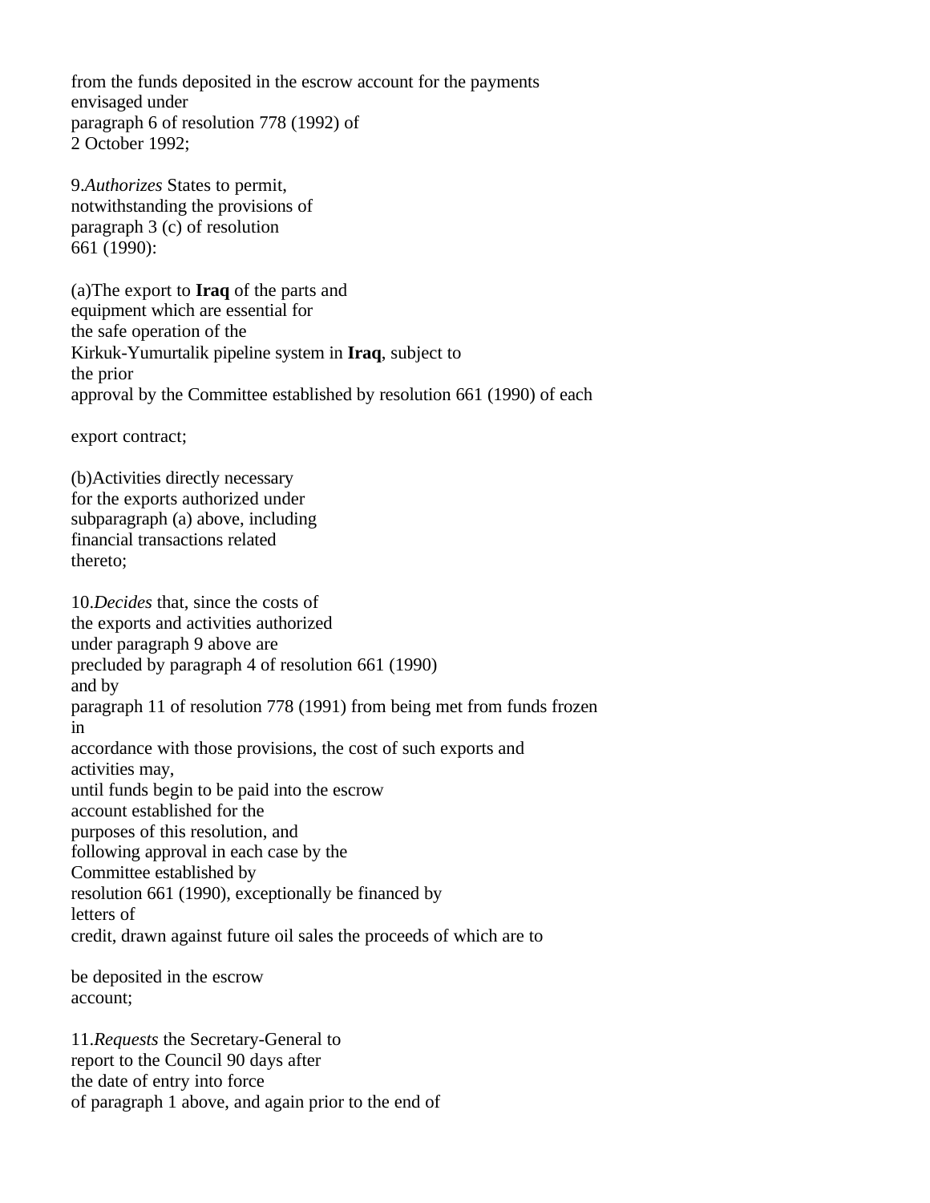from the funds deposited in the escrow account for the payments envisaged under paragraph 6 of resolution 778 (1992) of 2 October 1992;

9. *Authorizes* States to permit, notwithstanding the provisions of paragraph 3 (c) of resolution 661 (1990):

(a) The export to **Iraq** of the parts and equipment which are essential for the safe operation of the Kirkuk-Yumurtalik pipeline system in **Iraq**, subject to the prior approval by the Committee established by resolution 661 (1990) of each export contract;

(b) Activities directly necessary for the exports authorized under subparagraph (a) above, including financial transactions related thereto;

10. *Decides* that, since the costs of the exports and activities authorized under paragraph 9 above are precluded by paragraph 4 of resolution 661 (1990) and by paragraph 11 of resolution 778 (1991) from being met from funds frozen in accordance with those provisions, the cost of such exports and activities may, until funds begin to be paid into the escrow account established for the purposes of this resolution, and following approval in each case by the Committee established by resolution 661 (1990), exceptionally be financed by letters of credit, drawn against future oil sales the proceeds of which are to be deposited in the escrow account;

11. *Requests* the Secretary-General to report to the Council 90 days after the date of entry into force of paragraph 1 above, and again prior to the end of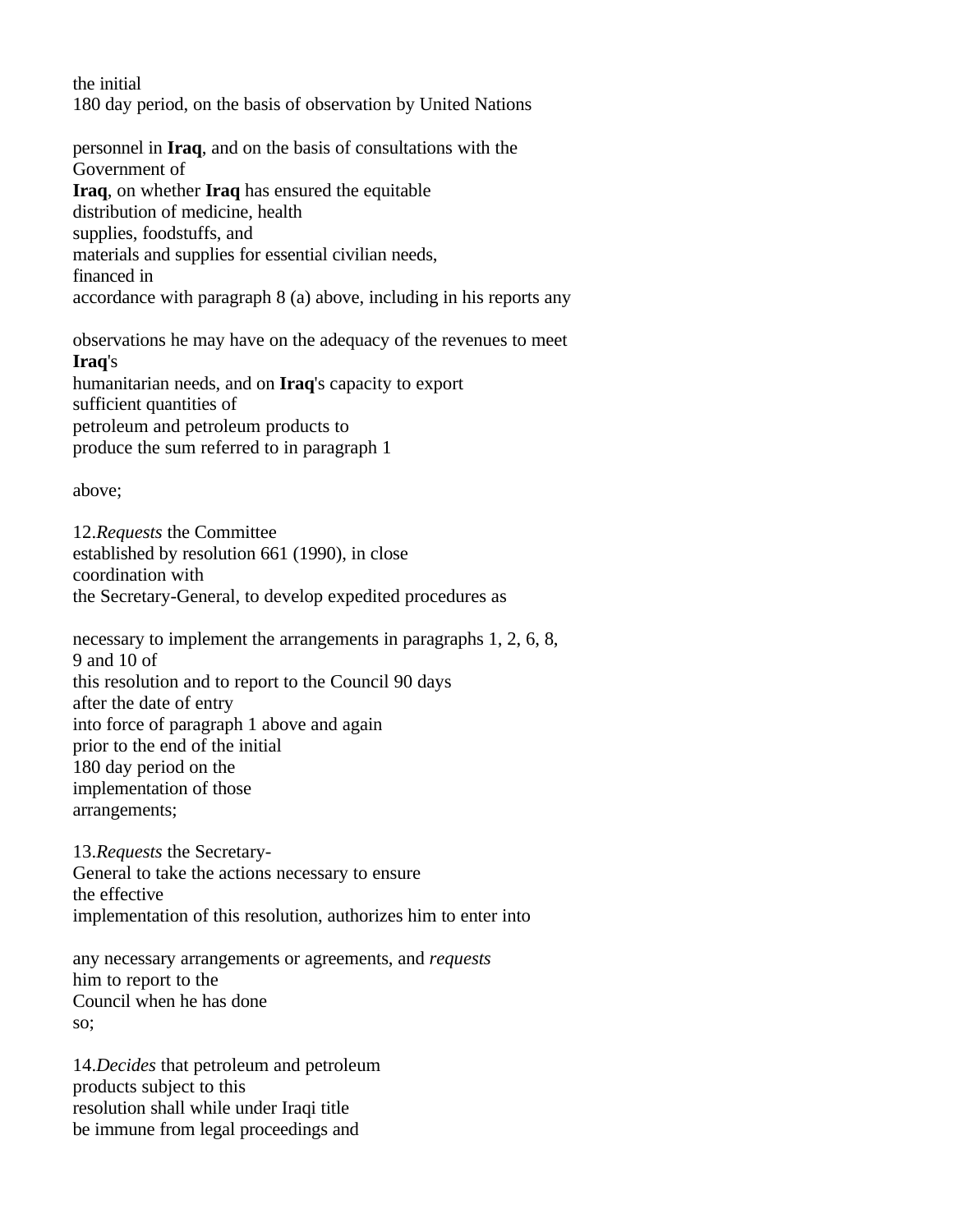the initial 180 day period, on the basis of observation by United Nations personnel in **Iraq**, and on the basis of consultations with the Government of **Iraq**, on whether **Iraq** has ensured the equitable distribution of medicine, health supplies, foodstuffs, and materials and supplies for essential civilian needs, financed in accordance with paragraph 8 (a) above, including in his reports any observations he may have on the adequacy of the revenues to meet **Iraq**'s humanitarian needs, and on **Iraq**'s capacity to export sufficient quantities of petroleum and petroleum products to produce the sum referred to in paragraph 1 above;

12.*Requests* the Committee established by resolution 661 (1990), in close coordination with the Secretary-General, to develop expedited procedures as necessary to implement the arrangements in paragraphs 1, 2, 6, 8, 9 and 10 of this resolution and to report to the Council 90 days after the date of entry into force of paragraph 1 above and again prior to the end of the initial 180 day period on the implementation of those arrangements;

13.*Requests* the Secretary-General to take the actions necessary to ensure the effective implementation of this resolution, authorizes him to enter into any necessary arrangements or agreements, and *requests* him to report to the Council when he has done so;

14.*Decides* that petroleum and petroleum products subject to this resolution shall while under Iraqi title be immune from legal proceedings and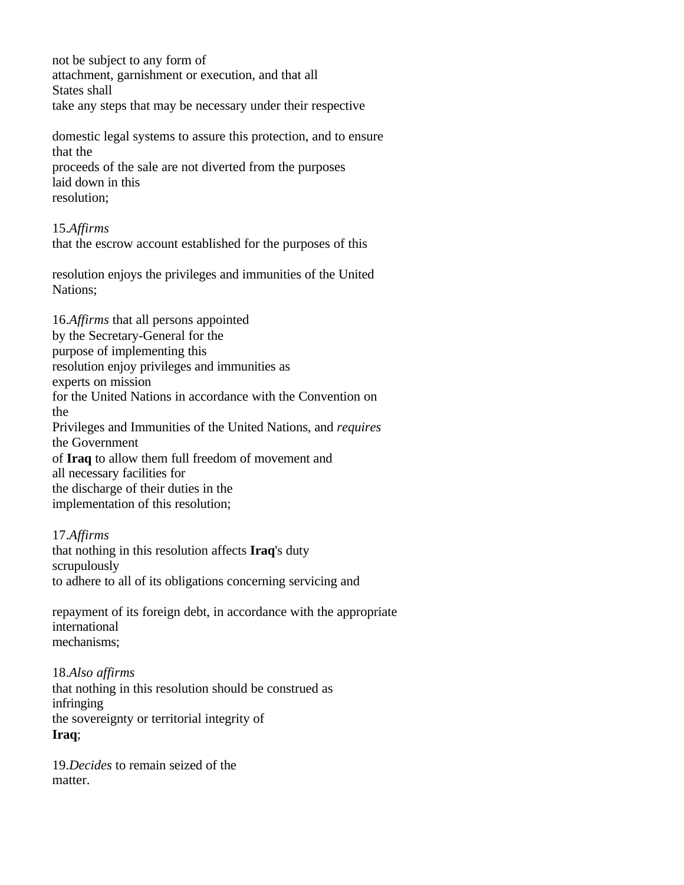not be subject to any form of attachment, garnishment or execution, and that all States shall take any steps that may be necessary under their respective domestic legal systems to assure this protection, and to ensure that the proceeds of the sale are not diverted from the purposes laid down in this resolution;

15.*Affirms* that the escrow account established for the purposes of this resolution enjoys the privileges and immunities of the United Nations;

16.*Affirms* that all persons appointed by the Secretary-General for the purpose of implementing this resolution enjoy privileges and immunities as experts on mission for the United Nations in accordance with the Convention on the Privileges and Immunities of the United Nations, and *requires* the Government of **Iraq** to allow them full freedom of movement and all necessary facilities for the discharge of their duties in the implementation of this resolution;

17.*Affirms* that nothing in this resolution affects **Iraq**'s duty scrupulously to adhere to all of its obligations concerning servicing and repayment of its foreign debt, in accordance with the appropriate international mechanisms;

18.*Also affirms* that nothing in this resolution should be construed as infringing the sovereignty or territorial integrity of **Iraq**;

19.*Decides* to remain seized of the matter.